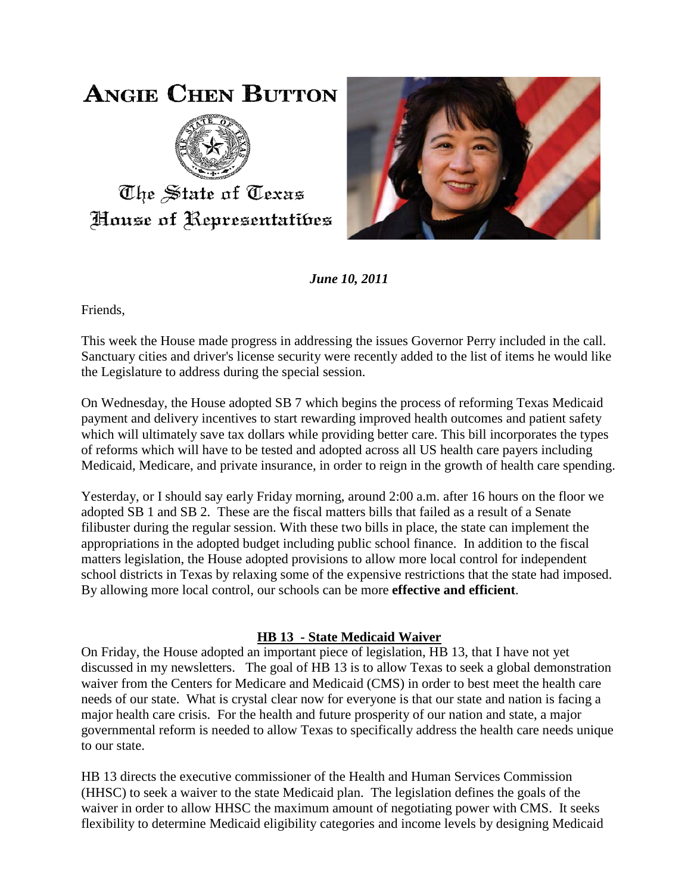# ANGIE CHEN BUTTON

The State of Texas
House of Representatives

***June 10, 2011***

Friends,

This week the House made progress in addressing the issues Governor Perry included in the call. Sanctuary cities and driver's license security were recently added to the list of items he would like the Legislature to address during the special session.

On Wednesday, the House adopted SB 7 which begins the process of reforming Texas Medicaid payment and delivery incentives to start rewarding improved health outcomes and patient safety which will ultimately save tax dollars while providing better care. This bill incorporates the types of reforms which will have to be tested and adopted across all US health care payers including Medicaid, Medicare, and private insurance, in order to reign in the growth of health care spending.

Yesterday, or I should say early Friday morning, around 2:00 a.m. after 16 hours on the floor we adopted SB 1 and SB 2. These are the fiscal matters bills that failed as a result of a Senate filibuster during the regular session. With these two bills in place, the state can implement the appropriations in the adopted budget including public school finance. In addition to the fiscal matters legislation, the House adopted provisions to allow more local control for independent school districts in Texas by relaxing some of the expensive restrictions that the state had imposed. By allowing more local control, our schools can be more **effective and efficient**.

## HB 13 - State Medicaid Waiver

On Friday, the House adopted an important piece of legislation, HB 13, that I have not yet discussed in my newsletters. The goal of HB 13 is to allow Texas to seek a global demonstration waiver from the Centers for Medicare and Medicaid (CMS) in order to best meet the health care needs of our state. What is crystal clear now for everyone is that our state and nation is facing a major health care crisis. For the health and future prosperity of our nation and state, a major governmental reform is needed to allow Texas to specifically address the health care needs unique to our state.

HB 13 directs the executive commissioner of the Health and Human Services Commission (HHSC) to seek a waiver to the state Medicaid plan. The legislation defines the goals of the waiver in order to allow HHSC the maximum amount of negotiating power with CMS. It seeks flexibility to determine Medicaid eligibility categories and income levels by designing Medicaid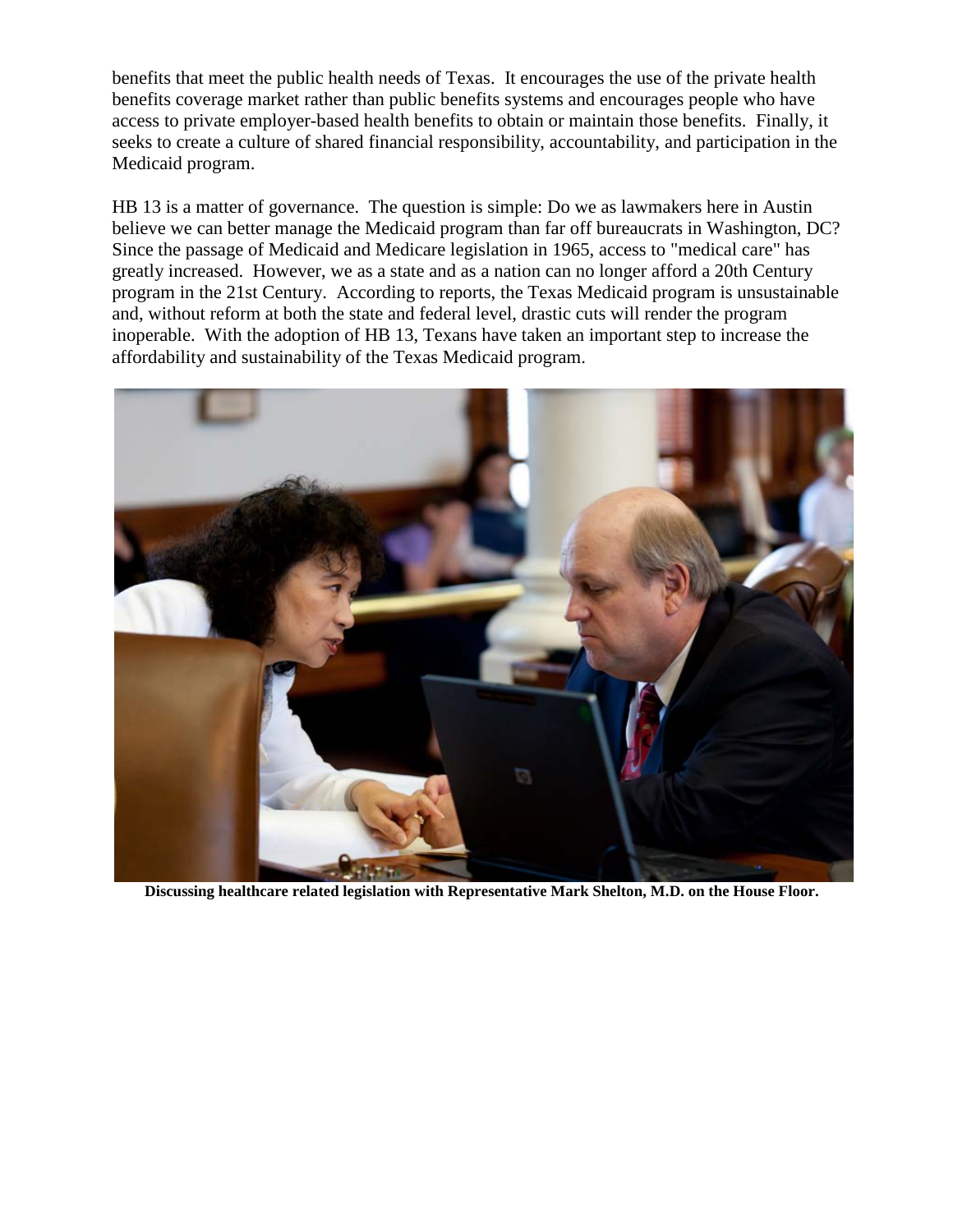benefits that meet the public health needs of Texas. It encourages the use of the private health benefits coverage market rather than public benefits systems and encourages people who have access to private employer-based health benefits to obtain or maintain those benefits. Finally, it seeks to create a culture of shared financial responsibility, accountability, and participation in the Medicaid program.

HB 13 is a matter of governance. The question is simple: Do we as lawmakers here in Austin believe we can better manage the Medicaid program than far off bureaucrats in Washington, DC? Since the passage of Medicaid and Medicare legislation in 1965, access to "medical care" has greatly increased. However, we as a state and as a nation can no longer afford a 20th Century program in the 21st Century. According to reports, the Texas Medicaid program is unsustainable and, without reform at both the state and federal level, drastic cuts will render the program inoperable. With the adoption of HB 13, Texans have taken an important step to increase the affordability and sustainability of the Texas Medicaid program.

**Discussing healthcare related legislation with Representative Mark Shelton, M.D. on the House Floor.**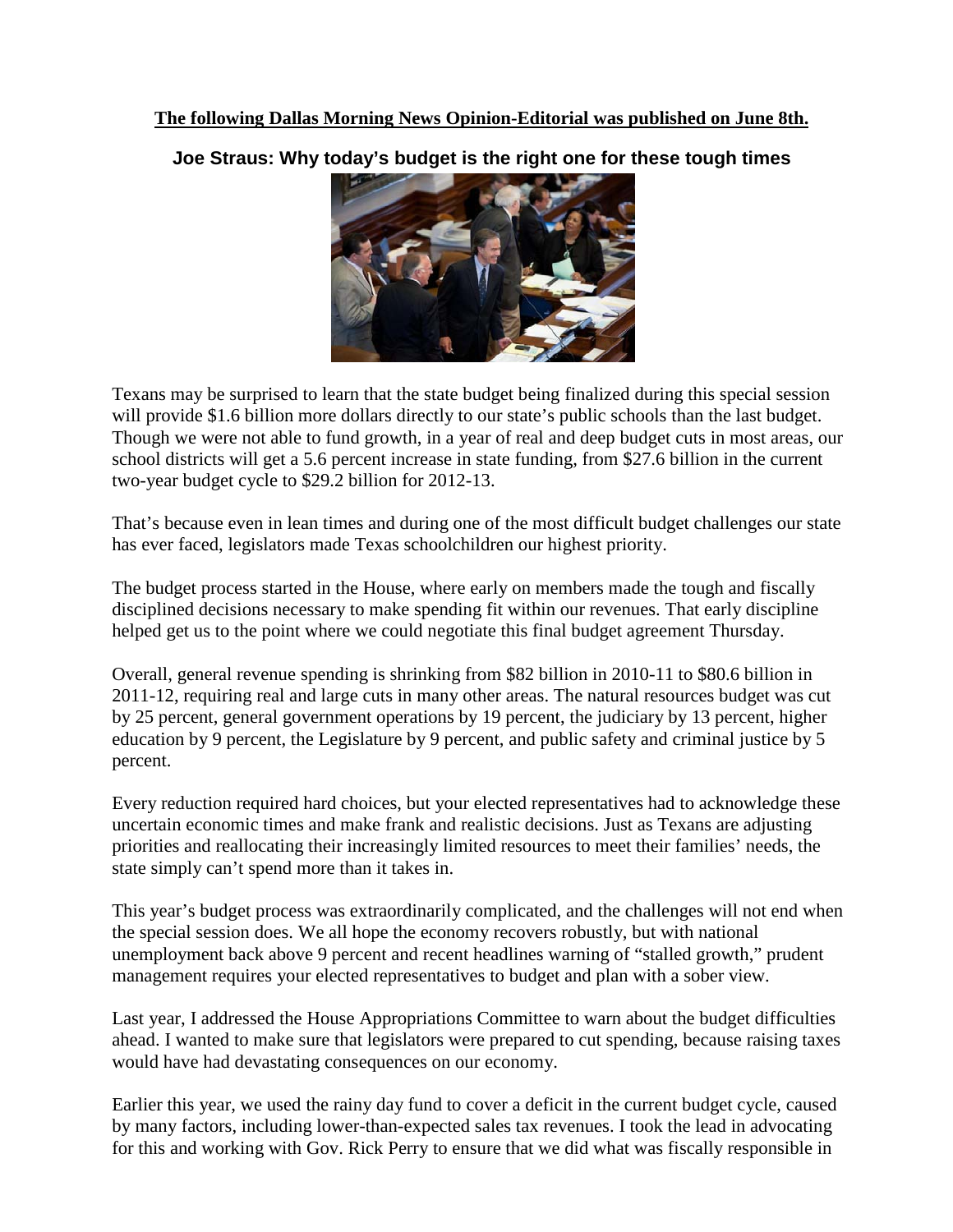**The following Dallas Morning News Opinion-Editorial was published on June 8th.**

## Joe Straus: Why today's budget is the right one for these tough times

Texans may be surprised to learn that the state budget being finalized during this special session will provide $1.6 billion more dollars directly to our state's public schools than the last budget. Though we were not able to fund growth, in a year of real and deep budget cuts in most areas, our school districts will get a 5.6 percent increase in state funding, from $27.6 billion in the current two-year budget cycle to $29.2 billion for 2012-13.

That's because even in lean times and during one of the most difficult budget challenges our state has ever faced, legislators made Texas schoolchildren our highest priority.

The budget process started in the House, where early on members made the tough and fiscally disciplined decisions necessary to make spending fit within our revenues. That early discipline helped get us to the point where we could negotiate this final budget agreement Thursday.

Overall, general revenue spending is shrinking from $82 billion in 2010-11 to $80.6 billion in 2011-12, requiring real and large cuts in many other areas. The natural resources budget was cut by 25 percent, general government operations by 19 percent, the judiciary by 13 percent, higher education by 9 percent, the Legislature by 9 percent, and public safety and criminal justice by 5 percent.

Every reduction required hard choices, but your elected representatives had to acknowledge these uncertain economic times and make frank and realistic decisions. Just as Texans are adjusting priorities and reallocating their increasingly limited resources to meet their families' needs, the state simply can't spend more than it takes in.

This year's budget process was extraordinarily complicated, and the challenges will not end when the special session does. We all hope the economy recovers robustly, but with national unemployment back above 9 percent and recent headlines warning of "stalled growth," prudent management requires your elected representatives to budget and plan with a sober view.

Last year, I addressed the House Appropriations Committee to warn about the budget difficulties ahead. I wanted to make sure that legislators were prepared to cut spending, because raising taxes would have had devastating consequences on our economy.

Earlier this year, we used the rainy day fund to cover a deficit in the current budget cycle, caused by many factors, including lower-than-expected sales tax revenues. I took the lead in advocating for this and working with Gov. Rick Perry to ensure that we did what was fiscally responsible in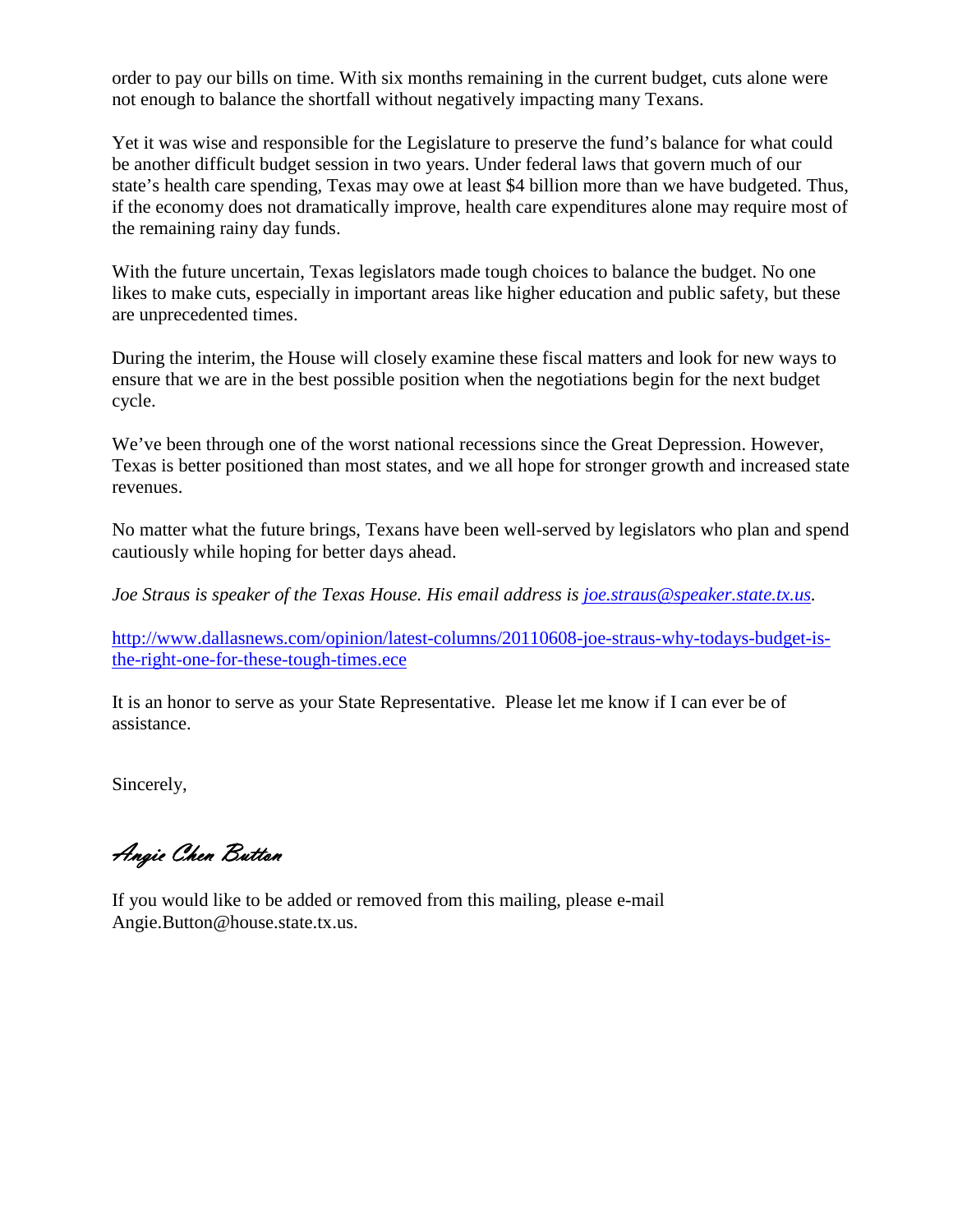order to pay our bills on time. With six months remaining in the current budget, cuts alone were not enough to balance the shortfall without negatively impacting many Texans.

Yet it was wise and responsible for the Legislature to preserve the fund's balance for what could be another difficult budget session in two years. Under federal laws that govern much of our state's health care spending, Texas may owe at least $4 billion more than we have budgeted. Thus, if the economy does not dramatically improve, health care expenditures alone may require most of the remaining rainy day funds.

With the future uncertain, Texas legislators made tough choices to balance the budget. No one likes to make cuts, especially in important areas like higher education and public safety, but these are unprecedented times.

During the interim, the House will closely examine these fiscal matters and look for new ways to ensure that we are in the best possible position when the negotiations begin for the next budget cycle.

We've been through one of the worst national recessions since the Great Depression. However, Texas is better positioned than most states, and we all hope for stronger growth and increased state revenues.

No matter what the future brings, Texans have been well-served by legislators who plan and spend cautiously while hoping for better days ahead.

*Joe Straus is speaker of the Texas House. His email address is joe.straus@speaker.state.tx.us.*

http://www.dallasnews.com/opinion/latest-columns/20110608-joe-straus-why-todays-budget-is-the-right-one-for-these-tough-times.ece

It is an honor to serve as your State Representative. Please let me know if I can ever be of assistance.

Sincerely,

*Angie Chen Button*

If you would like to be added or removed from this mailing, please e-mail Angie.Button@house.state.tx.us.